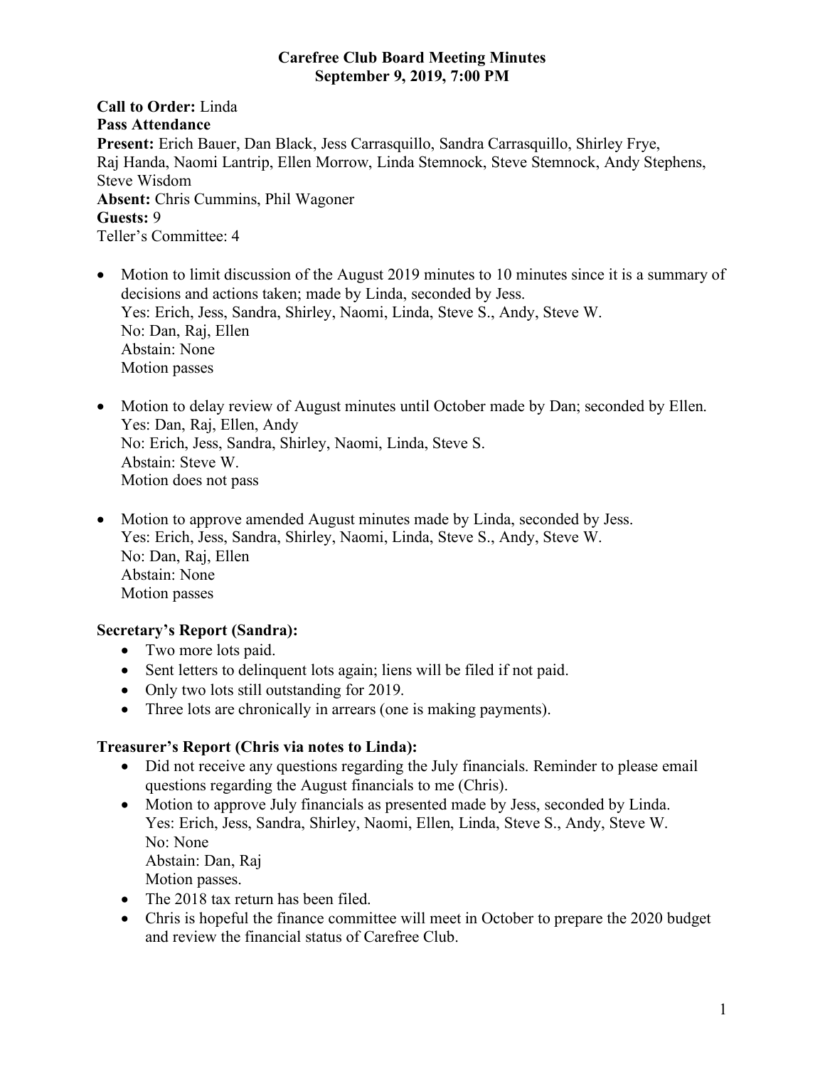# Carefree Club Board Meeting Minutes
## September 9, 2019, 7:00 PM

**Call to Order:** Linda
**Pass Attendance**
**Present:** Erich Bauer, Dan Black, Jess Carrasquillo, Sandra Carrasquillo, Shirley Frye, Raj Handa, Naomi Lantrip, Ellen Morrow, Linda Stemnock, Steve Stemnock, Andy Stephens, Steve Wisdom
**Absent:** Chris Cummins, Phil Wagoner
**Guests:** 9
Teller's Committee: 4

- Motion to limit discussion of the August 2019 minutes to 10 minutes since it is a summary of decisions and actions taken; made by Linda, seconded by Jess.
  Yes: Erich, Jess, Sandra, Shirley, Naomi, Linda, Steve S., Andy, Steve W.
  No: Dan, Raj, Ellen
  Abstain: None
  Motion passes

- Motion to delay review of August minutes until October made by Dan; seconded by Ellen.
  Yes: Dan, Raj, Ellen, Andy
  No: Erich, Jess, Sandra, Shirley, Naomi, Linda, Steve S.
  Abstain: Steve W.
  Motion does not pass

- Motion to approve amended August minutes made by Linda, seconded by Jess.
  Yes: Erich, Jess, Sandra, Shirley, Naomi, Linda, Steve S., Andy, Steve W.
  No: Dan, Raj, Ellen
  Abstain: None
  Motion passes

### Secretary's Report (Sandra):

- Two more lots paid.
- Sent letters to delinquent lots again; liens will be filed if not paid.
- Only two lots still outstanding for 2019.
- Three lots are chronically in arrears (one is making payments).

### Treasurer's Report (Chris via notes to Linda):

- Did not receive any questions regarding the July financials. Reminder to please email questions regarding the August financials to me (Chris).
- Motion to approve July financials as presented made by Jess, seconded by Linda.
  Yes: Erich, Jess, Sandra, Shirley, Naomi, Ellen, Linda, Steve S., Andy, Steve W.
  No: None
  Abstain: Dan, Raj
  Motion passes.
- The 2018 tax return has been filed.
- Chris is hopeful the finance committee will meet in October to prepare the 2020 budget and review the financial status of Carefree Club.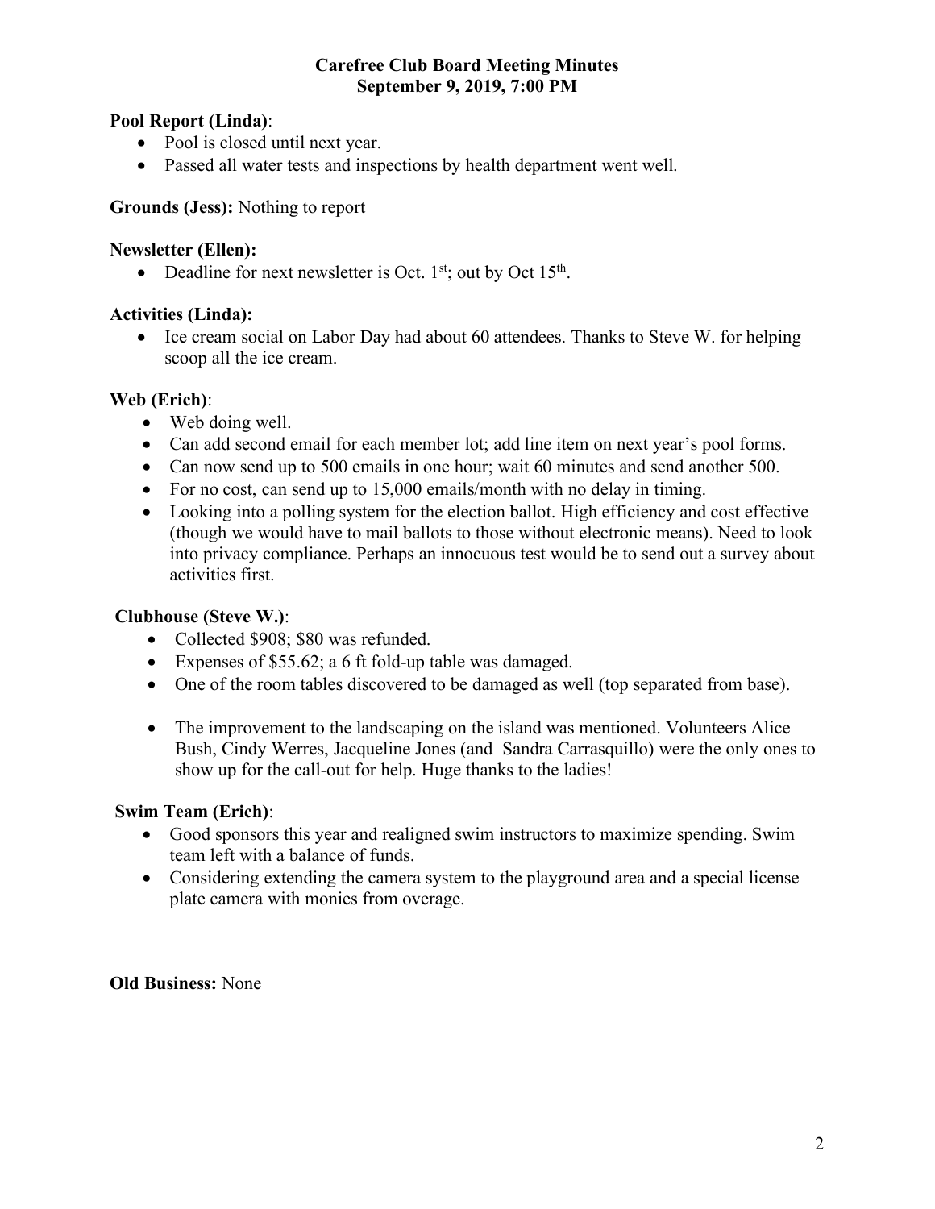**Carefree Club Board Meeting Minutes**
**September 9, 2019, 7:00 PM**

**Pool Report (Linda)**:

- Pool is closed until next year.
- Passed all water tests and inspections by health department went well.

**Grounds (Jess):** Nothing to report

**Newsletter (Ellen):**

- Deadline for next newsletter is Oct. 1st; out by Oct 15th.

**Activities (Linda):**

- Ice cream social on Labor Day had about 60 attendees. Thanks to Steve W. for helping scoop all the ice cream.

**Web (Erich)**:

- Web doing well.
- Can add second email for each member lot; add line item on next year's pool forms.
- Can now send up to 500 emails in one hour; wait 60 minutes and send another 500.
- For no cost, can send up to 15,000 emails/month with no delay in timing.
- Looking into a polling system for the election ballot. High efficiency and cost effective (though we would have to mail ballots to those without electronic means). Need to look into privacy compliance. Perhaps an innocuous test would be to send out a survey about activities first.

**Clubhouse (Steve W.)**:

- Collected $908; $80 was refunded.
- Expenses of $55.62; a 6 ft fold-up table was damaged.
- One of the room tables discovered to be damaged as well (top separated from base).
- The improvement to the landscaping on the island was mentioned. Volunteers Alice Bush, Cindy Werres, Jacqueline Jones (and Sandra Carrasquillo) were the only ones to show up for the call-out for help. Huge thanks to the ladies!

**Swim Team (Erich)**:

- Good sponsors this year and realigned swim instructors to maximize spending. Swim team left with a balance of funds.
- Considering extending the camera system to the playground area and a special license plate camera with monies from overage.

**Old Business:** None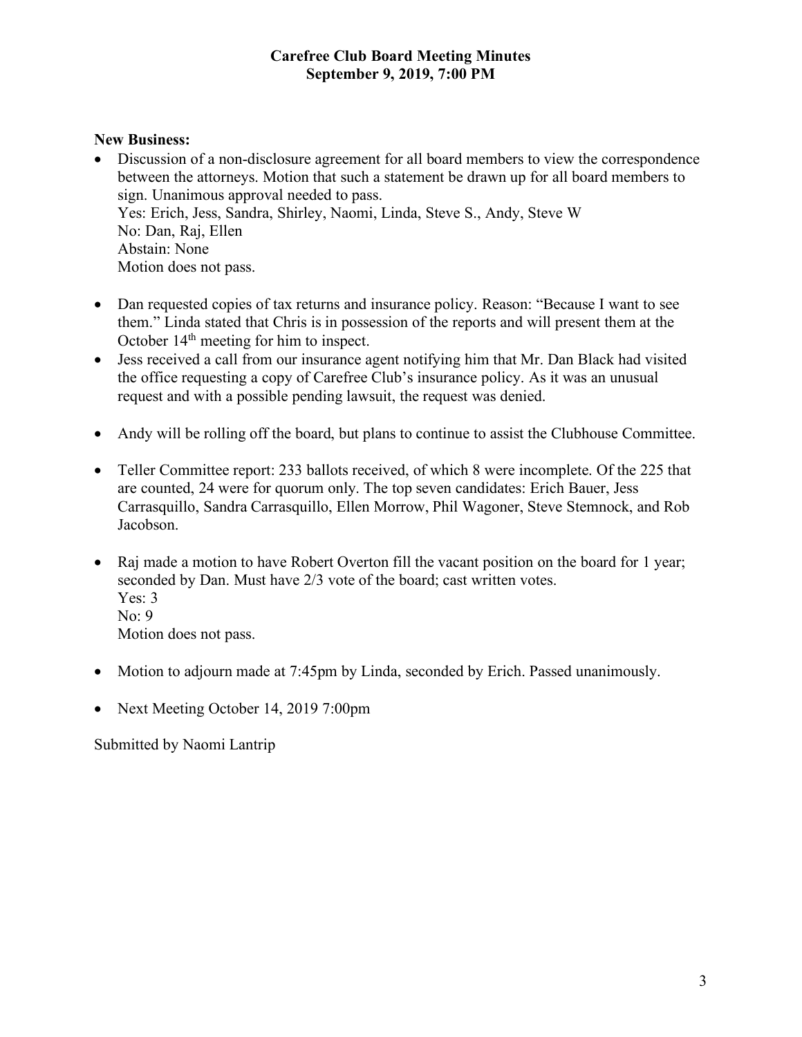**Carefree Club Board Meeting Minutes**
**September 9, 2019, 7:00 PM**

**New Business:**

- Discussion of a non-disclosure agreement for all board members to view the correspondence between the attorneys. Motion that such a statement be drawn up for all board members to sign. Unanimous approval needed to pass.
  Yes: Erich, Jess, Sandra, Shirley, Naomi, Linda, Steve S., Andy, Steve W
  No: Dan, Raj, Ellen
  Abstain: None
  Motion does not pass.

- Dan requested copies of tax returns and insurance policy. Reason: "Because I want to see them." Linda stated that Chris is in possession of the reports and will present them at the October 14th meeting for him to inspect.
- Jess received a call from our insurance agent notifying him that Mr. Dan Black had visited the office requesting a copy of Carefree Club's insurance policy. As it was an unusual request and with a possible pending lawsuit, the request was denied.

- Andy will be rolling off the board, but plans to continue to assist the Clubhouse Committee.

- Teller Committee report: 233 ballots received, of which 8 were incomplete. Of the 225 that are counted, 24 were for quorum only. The top seven candidates: Erich Bauer, Jess Carrasquillo, Sandra Carrasquillo, Ellen Morrow, Phil Wagoner, Steve Stemnock, and Rob Jacobson.

- Raj made a motion to have Robert Overton fill the vacant position on the board for 1 year; seconded by Dan. Must have 2/3 vote of the board; cast written votes.
  Yes: 3
  No: 9
  Motion does not pass.

- Motion to adjourn made at 7:45pm by Linda, seconded by Erich. Passed unanimously.

- Next Meeting October 14, 2019 7:00pm

Submitted by Naomi Lantrip